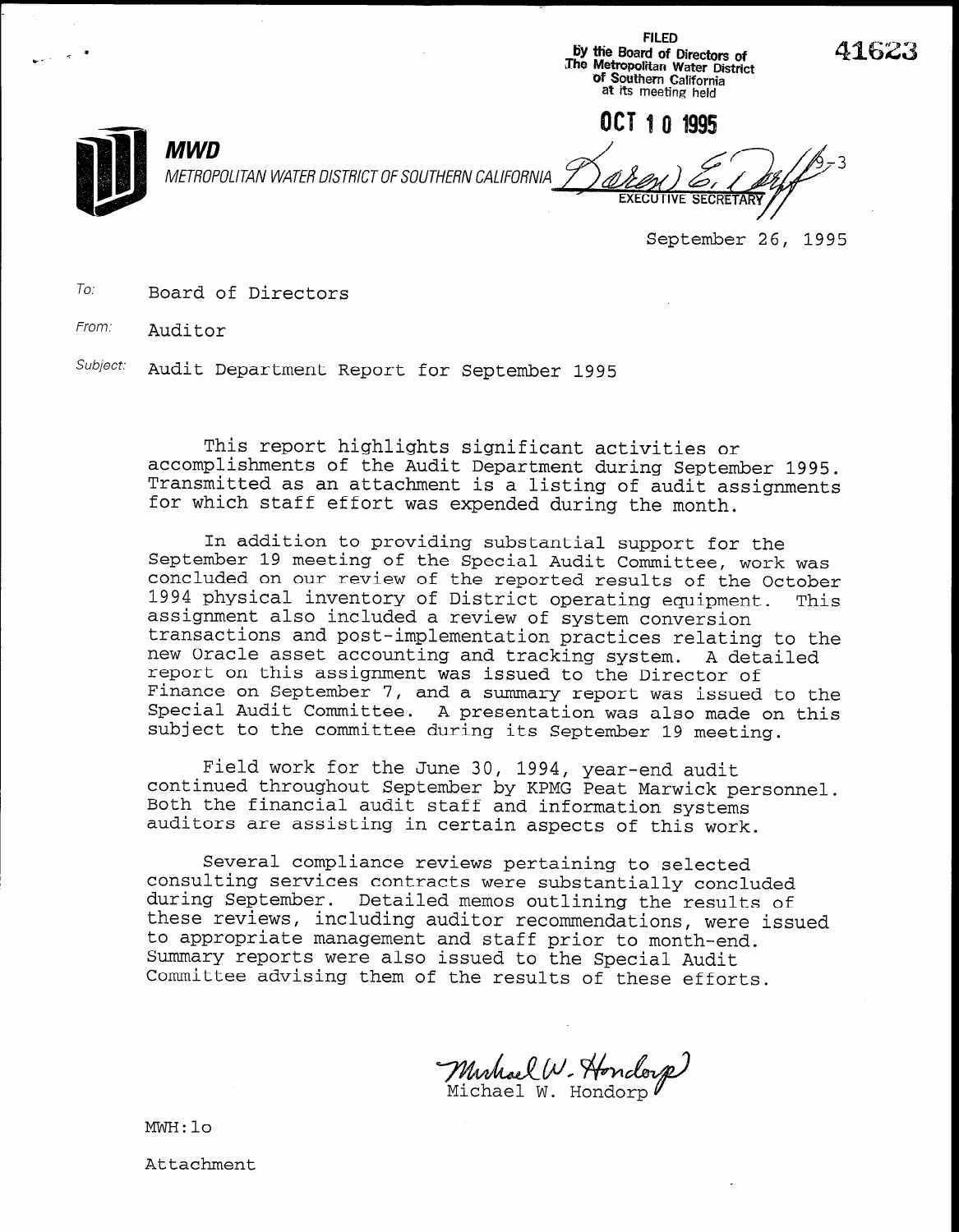FILED
by the Board of Directors of
The Metropolitan Water District
of Southern California
at its meeting held

**OCT 10 1995**

EXECUTIVE SECRETARY

9-3

41623

**MWD**

*METROPOLITAN WATER DISTRICT OF SOUTHERN CALIFORNIA*

September 26, 1995

To: Board of Directors

From: Auditor

Subject: Audit Department Report for September 1995

This report highlights significant activities or accomplishments of the Audit Department during September 1995. Transmitted as an attachment is a listing of audit assignments for which staff effort was expended during the month.

In addition to providing substantial support for the September 19 meeting of the Special Audit Committee, work was concluded on our review of the reported results of the October 1994 physical inventory of District operating equipment. This assignment also included a review of system conversion transactions and post-implementation practices relating to the new Oracle asset accounting and tracking system. A detailed report on this assignment was issued to the Director of Finance on September 7, and a summary report was issued to the Special Audit Committee. A presentation was also made on this subject to the committee during its September 19 meeting.

Field work for the June 30, 1994, year-end audit continued throughout September by KPMG Peat Marwick personnel. Both the financial audit staff and information systems auditors are assisting in certain aspects of this work.

Several compliance reviews pertaining to selected consulting services contracts were substantially concluded during September. Detailed memos outlining the results of these reviews, including auditor recommendations, were issued to appropriate management and staff prior to month-end. Summary reports were also issued to the Special Audit Committee advising them of the results of these efforts.

Michael W. Hondorp

MWH:lo

Attachment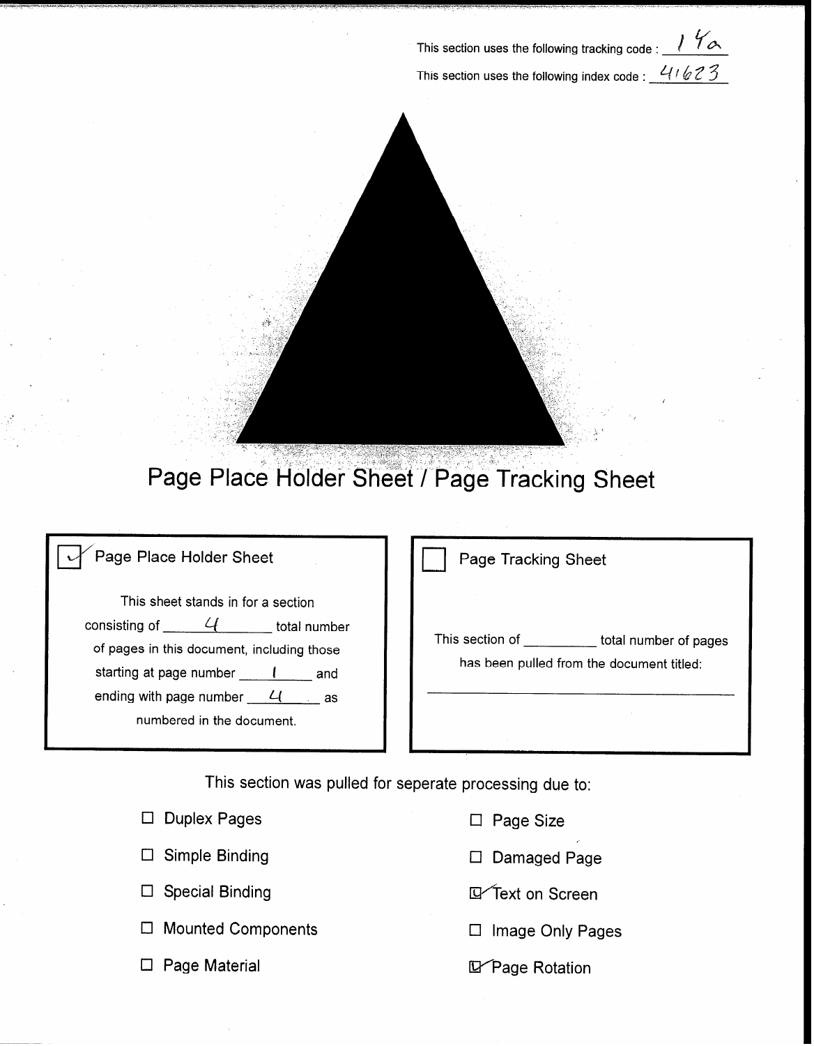This section uses the following tracking code : 14a

This section uses the following index code : 41623

# Page Place Holder Sheet / Page Tracking Sheet

☑ Page Place Holder Sheet

This sheet stands in for a section consisting of 4 total number of pages in this document, including those starting at page number 1 and ending with page number 4 as numbered in the document.

☐ Page Tracking Sheet

This section of __________ total number of pages has been pulled from the document titled:

______________________________________________

This section was pulled for seperate processing due to:

- ☐ Duplex Pages
- ☐ Simple Binding
- ☐ Special Binding
- ☐ Mounted Components
- ☐ Page Material
- ☐ Page Size
- ☐ Damaged Page
- ☑ Text on Screen
- ☐ Image Only Pages
- ☑ Page Rotation